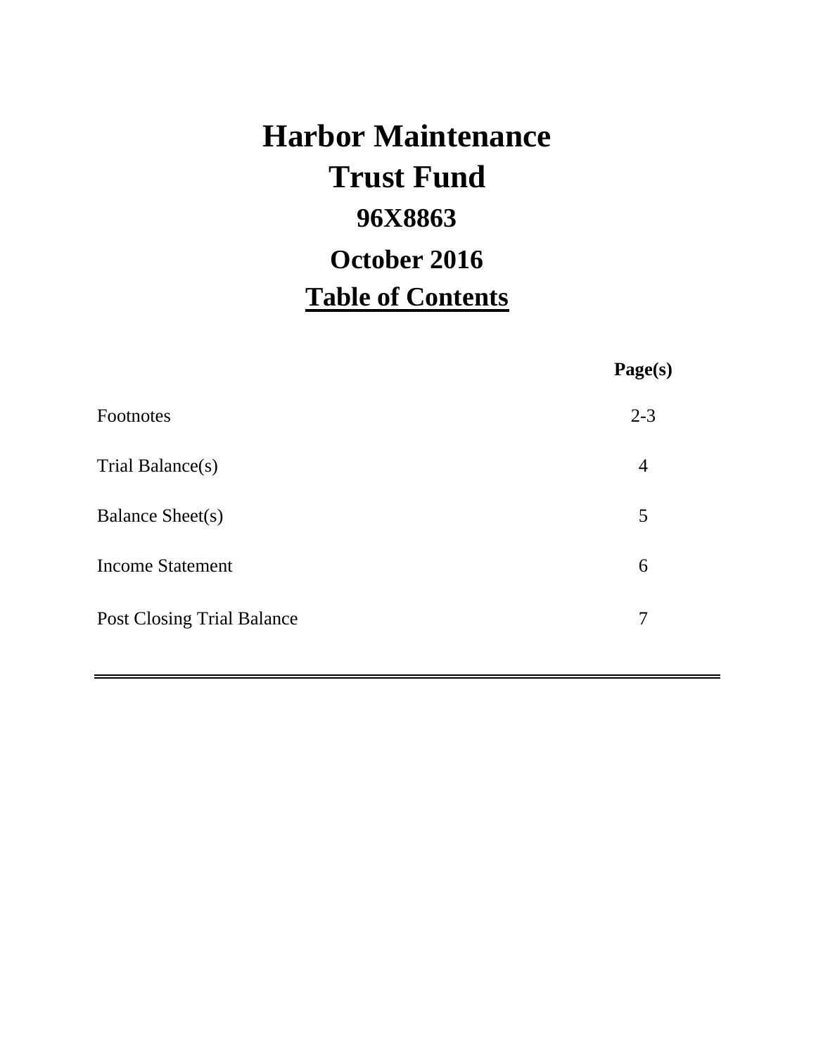# Harbor Maintenance Trust Fund

## 96X8863

## October 2016

## Table of Contents

| | Page(s) |
|---|---|
| Footnotes | 2-3 |
| Trial Balance(s) | 4 |
| Balance Sheet(s) | 5 |
| Income Statement | 6 |
| Post Closing Trial Balance | 7 |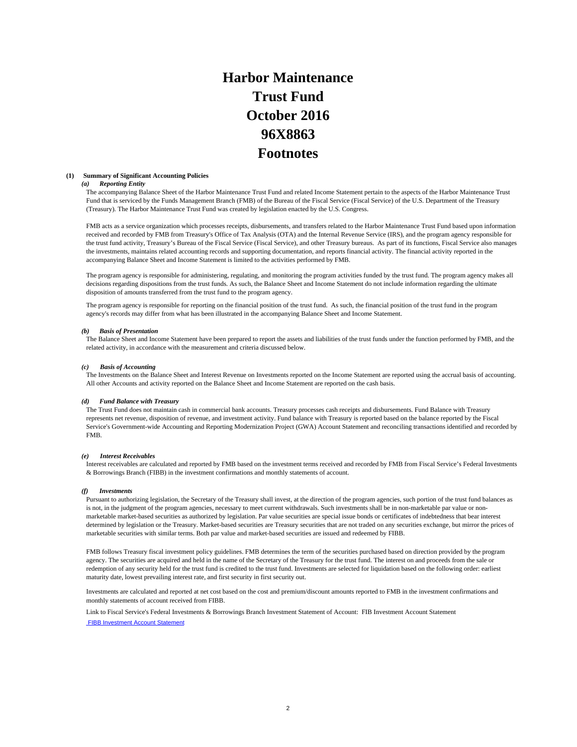# Harbor Maintenance Trust Fund October 2016 96X8863 Footnotes

**(1) Summary of Significant Accounting Policies**

***(a) Reporting Entity***

The accompanying Balance Sheet of the Harbor Maintenance Trust Fund and related Income Statement pertain to the aspects of the Harbor Maintenance Trust Fund that is serviced by the Funds Management Branch (FMB) of the Bureau of the Fiscal Service (Fiscal Service) of the U.S. Department of the Treasury (Treasury). The Harbor Maintenance Trust Fund was created by legislation enacted by the U.S. Congress.

FMB acts as a service organization which processes receipts, disbursements, and transfers related to the Harbor Maintenance Trust Fund based upon information received and recorded by FMB from Treasury's Office of Tax Analysis (OTA) and the Internal Revenue Service (IRS), and the program agency responsible for the trust fund activity, Treasury's Bureau of the Fiscal Service (Fiscal Service), and other Treasury bureaus. As part of its functions, Fiscal Service also manages the investments, maintains related accounting records and supporting documentation, and reports financial activity. The financial activity reported in the accompanying Balance Sheet and Income Statement is limited to the activities performed by FMB.

The program agency is responsible for administering, regulating, and monitoring the program activities funded by the trust fund. The program agency makes all decisions regarding dispositions from the trust funds. As such, the Balance Sheet and Income Statement do not include information regarding the ultimate disposition of amounts transferred from the trust fund to the program agency.

The program agency is responsible for reporting on the financial position of the trust fund. As such, the financial position of the trust fund in the program agency's records may differ from what has been illustrated in the accompanying Balance Sheet and Income Statement.

***(b) Basis of Presentation***

The Balance Sheet and Income Statement have been prepared to report the assets and liabilities of the trust funds under the function performed by FMB, and the related activity, in accordance with the measurement and criteria discussed below.

***(c) Basis of Accounting***

The Investments on the Balance Sheet and Interest Revenue on Investments reported on the Income Statement are reported using the accrual basis of accounting. All other Accounts and activity reported on the Balance Sheet and Income Statement are reported on the cash basis.

***(d) Fund Balance with Treasury***

The Trust Fund does not maintain cash in commercial bank accounts. Treasury processes cash receipts and disbursements. Fund Balance with Treasury represents net revenue, disposition of revenue, and investment activity. Fund balance with Treasury is reported based on the balance reported by the Fiscal Service's Government-wide Accounting and Reporting Modernization Project (GWA) Account Statement and reconciling transactions identified and recorded by FMB.

***(e) Interest Receivables***

Interest receivables are calculated and reported by FMB based on the investment terms received and recorded by FMB from Fiscal Service's Federal Investments & Borrowings Branch (FIBB) in the investment confirmations and monthly statements of account.

***(f) Investments***

Pursuant to authorizing legislation, the Secretary of the Treasury shall invest, at the direction of the program agencies, such portion of the trust fund balances as is not, in the judgment of the program agencies, necessary to meet current withdrawals. Such investments shall be in non-marketable par value or non-marketable market-based securities as authorized by legislation. Par value securities are special issue bonds or certificates of indebtedness that bear interest determined by legislation or the Treasury. Market-based securities are Treasury securities that are not traded on any securities exchange, but mirror the prices of marketable securities with similar terms. Both par value and market-based securities are issued and redeemed by FIBB.

FMB follows Treasury fiscal investment policy guidelines. FMB determines the term of the securities purchased based on direction provided by the program agency. The securities are acquired and held in the name of the Secretary of the Treasury for the trust fund. The interest on and proceeds from the sale or redemption of any security held for the trust fund is credited to the trust fund. Investments are selected for liquidation based on the following order: earliest maturity date, lowest prevailing interest rate, and first security in first security out.

Investments are calculated and reported at net cost based on the cost and premium/discount amounts reported to FMB in the investment confirmations and monthly statements of account received from FIBB.

Link to Fiscal Service's Federal Investments & Borrowings Branch Investment Statement of Account: FIB Investment Account Statement

FIBB Investment Account Statement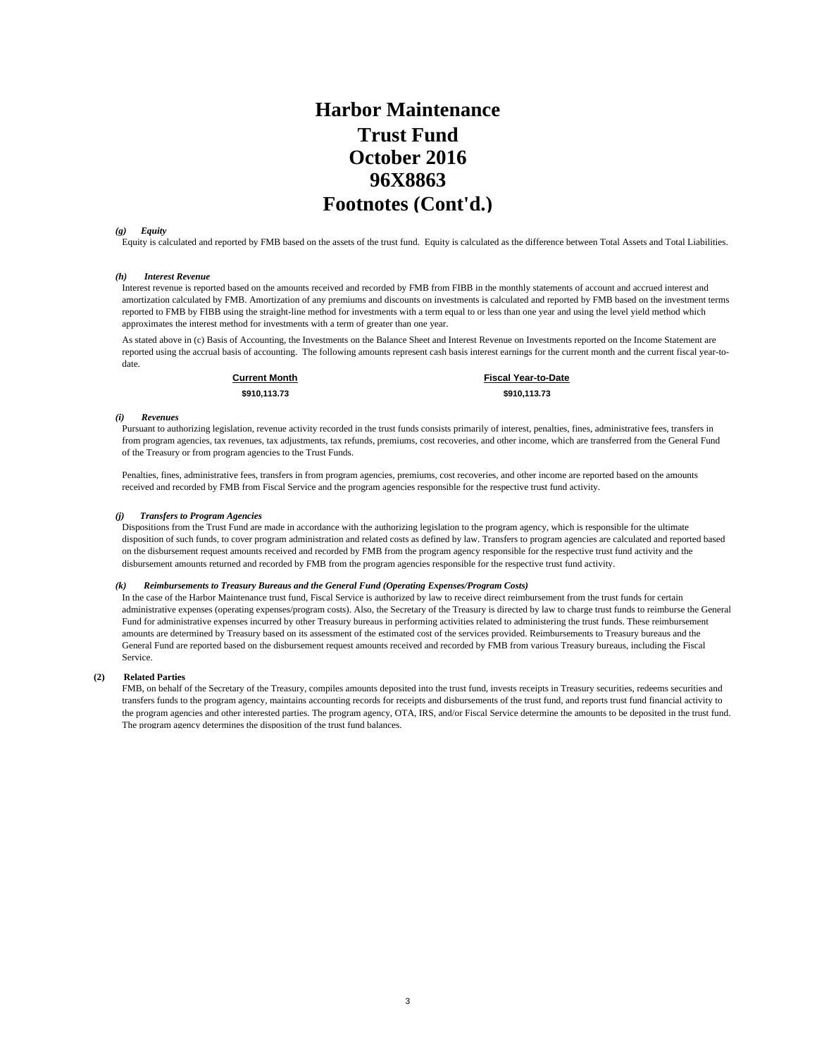# Harbor Maintenance
# Trust Fund
# October 2016
# 96X8863
# Footnotes (Cont'd.)

***(g) Equity***

Equity is calculated and reported by FMB based on the assets of the trust fund. Equity is calculated as the difference between Total Assets and Total Liabilities.

***(h) Interest Revenue***

Interest revenue is reported based on the amounts received and recorded by FMB from FIBB in the monthly statements of account and accrued interest and amortization calculated by FMB. Amortization of any premiums and discounts on investments is calculated and reported by FMB based on the investment terms reported to FMB by FIBB using the straight-line method for investments with a term equal to or less than one year and using the level yield method which approximates the interest method for investments with a term of greater than one year.

As stated above in (c) Basis of Accounting, the Investments on the Balance Sheet and Interest Revenue on Investments reported on the Income Statement are reported using the accrual basis of accounting. The following amounts represent cash basis interest earnings for the current month and the current fiscal year-to-date.

| Current Month | Fiscal Year-to-Date |
|---|---|
| $910,113.73 | $910,113.73 |

***(i) Revenues***

Pursuant to authorizing legislation, revenue activity recorded in the trust funds consists primarily of interest, penalties, fines, administrative fees, transfers in from program agencies, tax revenues, tax adjustments, tax refunds, premiums, cost recoveries, and other income, which are transferred from the General Fund of the Treasury or from program agencies to the Trust Funds.

Penalties, fines, administrative fees, transfers in from program agencies, premiums, cost recoveries, and other income are reported based on the amounts received and recorded by FMB from Fiscal Service and the program agencies responsible for the respective trust fund activity.

***(j) Transfers to Program Agencies***

Dispositions from the Trust Fund are made in accordance with the authorizing legislation to the program agency, which is responsible for the ultimate disposition of such funds, to cover program administration and related costs as defined by law. Transfers to program agencies are calculated and reported based on the disbursement request amounts received and recorded by FMB from the program agency responsible for the respective trust fund activity and the disbursement amounts returned and recorded by FMB from the program agencies responsible for the respective trust fund activity.

***(k) Reimbursements to Treasury Bureaus and the General Fund (Operating Expenses/Program Costs)***

In the case of the Harbor Maintenance trust fund, Fiscal Service is authorized by law to receive direct reimbursement from the trust funds for certain administrative expenses (operating expenses/program costs). Also, the Secretary of the Treasury is directed by law to charge trust funds to reimburse the General Fund for administrative expenses incurred by other Treasury bureaus in performing activities related to administering the trust funds. These reimbursement amounts are determined by Treasury based on its assessment of the estimated cost of the services provided. Reimbursements to Treasury bureaus and the General Fund are reported based on the disbursement request amounts received and recorded by FMB from various Treasury bureaus, including the Fiscal Service.

**(2) Related Parties**

FMB, on behalf of the Secretary of the Treasury, compiles amounts deposited into the trust fund, invests receipts in Treasury securities, redeems securities and transfers funds to the program agency, maintains accounting records for receipts and disbursements of the trust fund, and reports trust fund financial activity to the program agencies and other interested parties. The program agency, OTA, IRS, and/or Fiscal Service determine the amounts to be deposited in the trust fund. The program agency determines the disposition of the trust fund balances.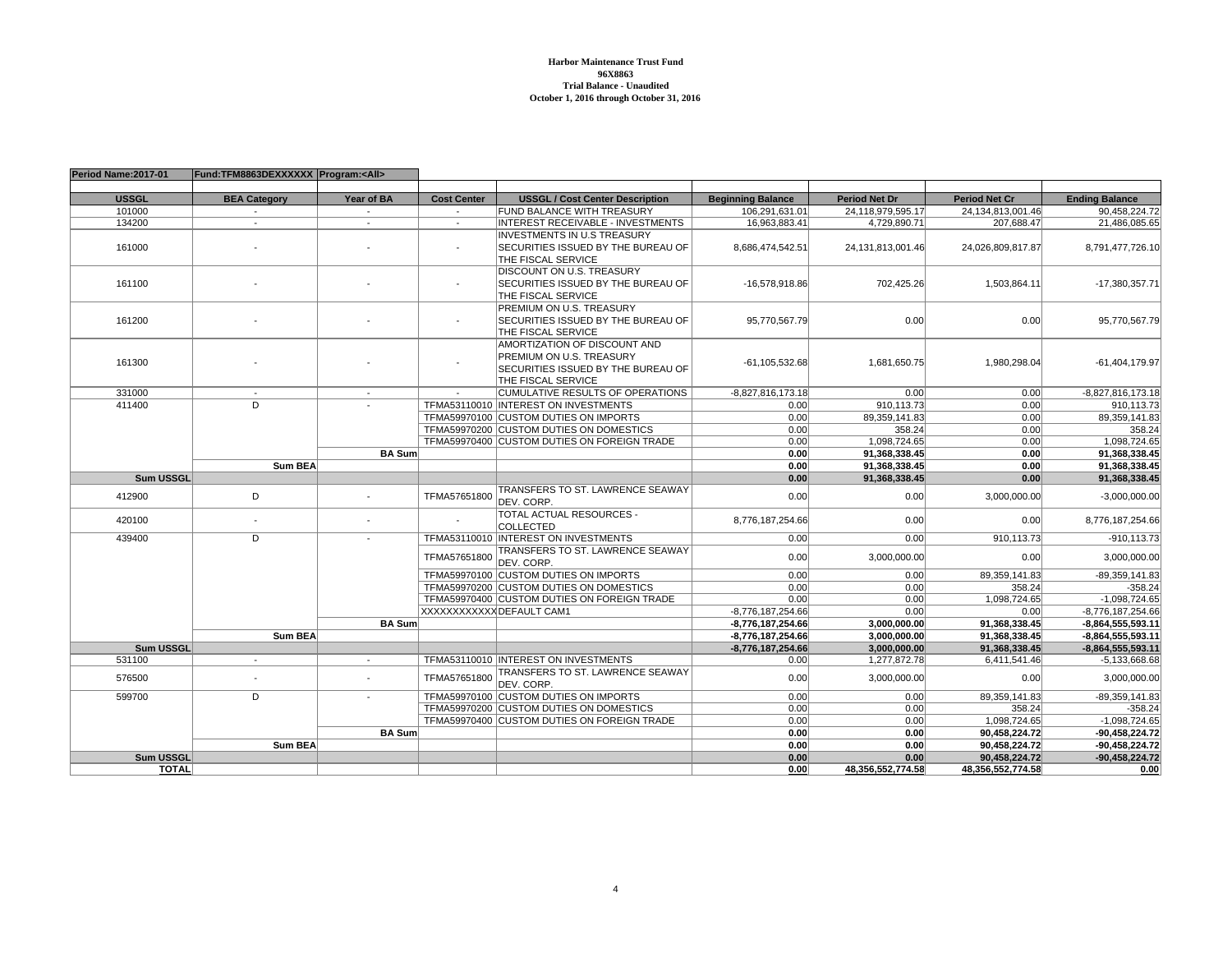**Harbor Maintenance Trust Fund**
**96X8863**
**Trial Balance - Unaudited**
**October 1, 2016 through October 31, 2016**

| Period Name:2017-01 | Fund:TFM8863DEXXXXXX | Program:<All> | | | | | | |
|---|---|---|---|---|---|---|---|---|
| **USSGL** | **BEA Category** | **Year of BA** | **Cost Center** | **USSGL / Cost Center Description** | **Beginning Balance** | **Period Net Dr** | **Period Net Cr** | **Ending Balance** |
| 101000 | - | - | - | FUND BALANCE WITH TREASURY | 106,291,631.01 | 24,118,979,595.17 | 24,134,813,001.46 | 90,458,224.72 |
| 134200 | - | - | - | INTEREST RECEIVABLE - INVESTMENTS | 16,963,883.41 | 4,729,890.71 | 207,688.47 | 21,486,085.65 |
| 161000 | - | - | - | INVESTMENTS IN U.S TREASURY SECURITIES ISSUED BY THE BUREAU OF THE FISCAL SERVICE | 8,686,474,542.51 | 24,131,813,001.46 | 24,026,809,817.87 | 8,791,477,726.10 |
| 161100 | - | - | - | DISCOUNT ON U.S. TREASURY SECURITIES ISSUED BY THE BUREAU OF THE FISCAL SERVICE | -16,578,918.86 | 702,425.26 | 1,503,864.11 | -17,380,357.71 |
| 161200 | - | - | - | PREMIUM ON U.S. TREASURY SECURITIES ISSUED BY THE BUREAU OF THE FISCAL SERVICE | 95,770,567.79 | 0.00 | 0.00 | 95,770,567.79 |
| 161300 | - | - | - | AMORTIZATION OF DISCOUNT AND PREMIUM ON U.S. TREASURY SECURITIES ISSUED BY THE BUREAU OF THE FISCAL SERVICE | -61,105,532.68 | 1,681,650.75 | 1,980,298.04 | -61,404,179.97 |
| 331000 | - | - | - | CUMULATIVE RESULTS OF OPERATIONS | -8,827,816,173.18 | 0.00 | 0.00 | -8,827,816,173.18 |
| 411400 | D | - | TFMA53110010 | INTEREST ON INVESTMENTS | 0.00 | 910,113.73 | 0.00 | 910,113.73 |
| | | | TFMA59970100 | CUSTOM DUTIES ON IMPORTS | 0.00 | 89,359,141.83 | 0.00 | 89,359,141.83 |
| | | | TFMA59970200 | CUSTOM DUTIES ON DOMESTICS | 0.00 | 358.24 | 0.00 | 358.24 |
| | | | TFMA59970400 | CUSTOM DUTIES ON FOREIGN TRADE | 0.00 | 1,098,724.65 | 0.00 | 1,098,724.65 |
| | | **BA Sum** | | | **0.00** | **91,368,338.45** | **0.00** | **91,368,338.45** |
| | **Sum BEA** | | | | **0.00** | **91,368,338.45** | **0.00** | **91,368,338.45** |
| **Sum USSGL** | | | | | **0.00** | **91,368,338.45** | **0.00** | **91,368,338.45** |
| 412900 | D | - | TFMA57651800 | TRANSFERS TO ST. LAWRENCE SEAWAY DEV. CORP. | 0.00 | 0.00 | 3,000,000.00 | -3,000,000.00 |
| 420100 | - | - | - | TOTAL ACTUAL RESOURCES - COLLECTED | 8,776,187,254.66 | 0.00 | 0.00 | 8,776,187,254.66 |
| 439400 | D | - | TFMA53110010 | INTEREST ON INVESTMENTS | 0.00 | 0.00 | 910,113.73 | -910,113.73 |
| | | | TFMA57651800 | TRANSFERS TO ST. LAWRENCE SEAWAY DEV. CORP. | 0.00 | 3,000,000.00 | 0.00 | 3,000,000.00 |
| | | | TFMA59970100 | CUSTOM DUTIES ON IMPORTS | 0.00 | 0.00 | 89,359,141.83 | -89,359,141.83 |
| | | | TFMA59970200 | CUSTOM DUTIES ON DOMESTICS | 0.00 | 0.00 | 358.24 | -358.24 |
| | | | TFMA59970400 | CUSTOM DUTIES ON FOREIGN TRADE | 0.00 | 0.00 | 1,098,724.65 | -1,098,724.65 |
| | | | XXXXXXXXXXXX | DEFAULT CAM1 | -8,776,187,254.66 | 0.00 | 0.00 | -8,776,187,254.66 |
| | | **BA Sum** | | | **-8,776,187,254.66** | **3,000,000.00** | **91,368,338.45** | **-8,864,555,593.11** |
| | **Sum BEA** | | | | **-8,776,187,254.66** | **3,000,000.00** | **91,368,338.45** | **-8,864,555,593.11** |
| **Sum USSGL** | | | | | **-8,776,187,254.66** | **3,000,000.00** | **91,368,338.45** | **-8,864,555,593.11** |
| 531100 | - | - | TFMA53110010 | INTEREST ON INVESTMENTS | 0.00 | 1,277,872.78 | 6,411,541.46 | -5,133,668.68 |
| 576500 | - | - | TFMA57651800 | TRANSFERS TO ST. LAWRENCE SEAWAY DEV. CORP. | 0.00 | 3,000,000.00 | 0.00 | 3,000,000.00 |
| 599700 | D | - | TFMA59970100 | CUSTOM DUTIES ON IMPORTS | 0.00 | 0.00 | 89,359,141.83 | -89,359,141.83 |
| | | | TFMA59970200 | CUSTOM DUTIES ON DOMESTICS | 0.00 | 0.00 | 358.24 | -358.24 |
| | | | TFMA59970400 | CUSTOM DUTIES ON FOREIGN TRADE | 0.00 | 0.00 | 1,098,724.65 | -1,098,724.65 |
| | | **BA Sum** | | | **0.00** | **0.00** | **90,458,224.72** | **-90,458,224.72** |
| | **Sum BEA** | | | | **0.00** | **0.00** | **90,458,224.72** | **-90,458,224.72** |
| **Sum USSGL** | | | | | **0.00** | **0.00** | **90,458,224.72** | **-90,458,224.72** |
| **TOTAL** | | | | | **0.00** | **48,356,552,774.58** | **48,356,552,774.58** | **0.00** |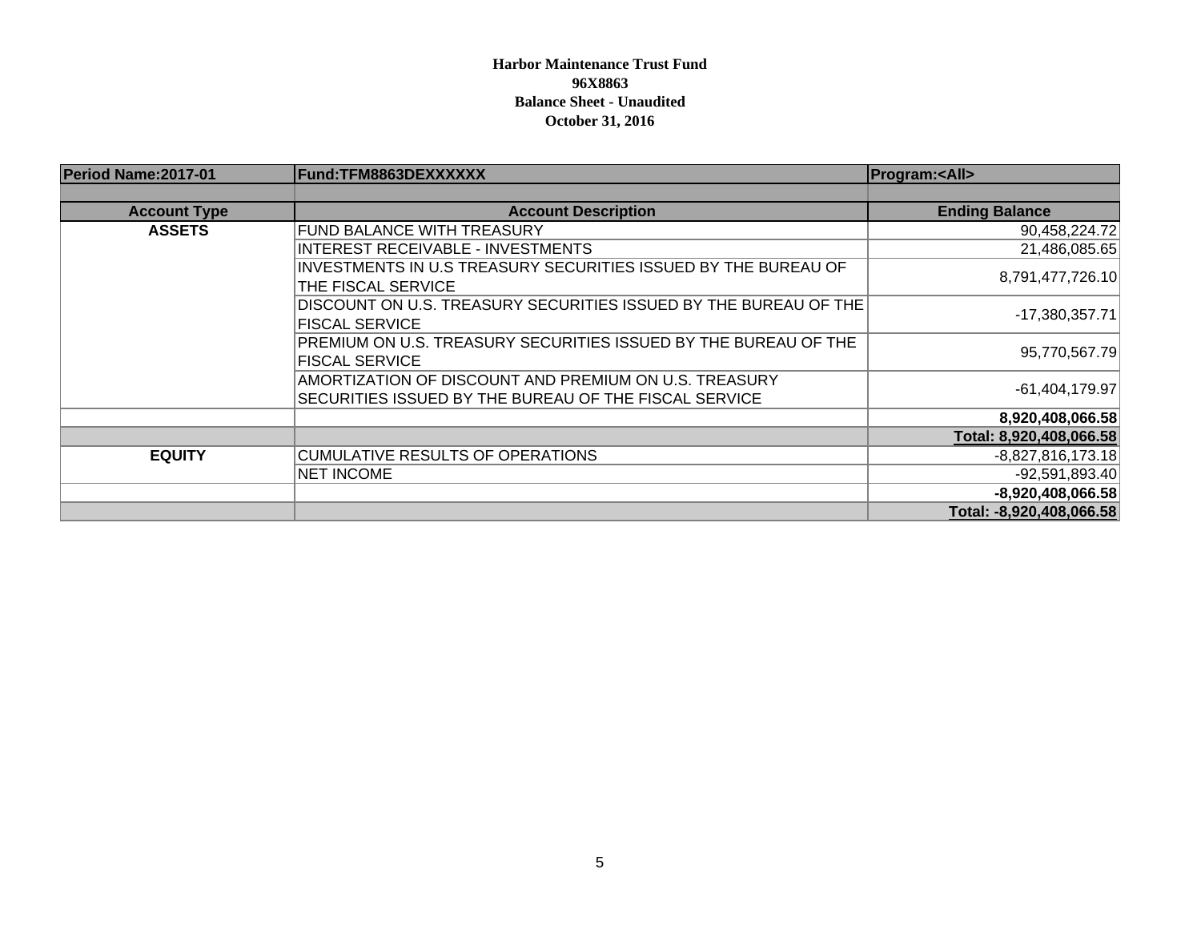**Harbor Maintenance Trust Fund**
**96X8863**
**Balance Sheet - Unaudited**
**October 31, 2016**

| Period Name:2017-01 | Fund:TFM8863DEXXXXXX | Program:<All> |
|---|---|---|
| | | |
| **Account Type** | **Account Description** | **Ending Balance** |
| **ASSETS** | FUND BALANCE WITH TREASURY | 90,458,224.72 |
| | INTEREST RECEIVABLE - INVESTMENTS | 21,486,085.65 |
| | INVESTMENTS IN U.S TREASURY SECURITIES ISSUED BY THE BUREAU OF THE FISCAL SERVICE | 8,791,477,726.10 |
| | DISCOUNT ON U.S. TREASURY SECURITIES ISSUED BY THE BUREAU OF THE FISCAL SERVICE | -17,380,357.71 |
| | PREMIUM ON U.S. TREASURY SECURITIES ISSUED BY THE BUREAU OF THE FISCAL SERVICE | 95,770,567.79 |
| | AMORTIZATION OF DISCOUNT AND PREMIUM ON U.S. TREASURY SECURITIES ISSUED BY THE BUREAU OF THE FISCAL SERVICE | -61,404,179.97 |
| | | **8,920,408,066.58** |
| | | **Total: 8,920,408,066.58** |
| **EQUITY** | CUMULATIVE RESULTS OF OPERATIONS | -8,827,816,173.18 |
| | NET INCOME | -92,591,893.40 |
| | | **-8,920,408,066.58** |
| | | **Total: -8,920,408,066.58** |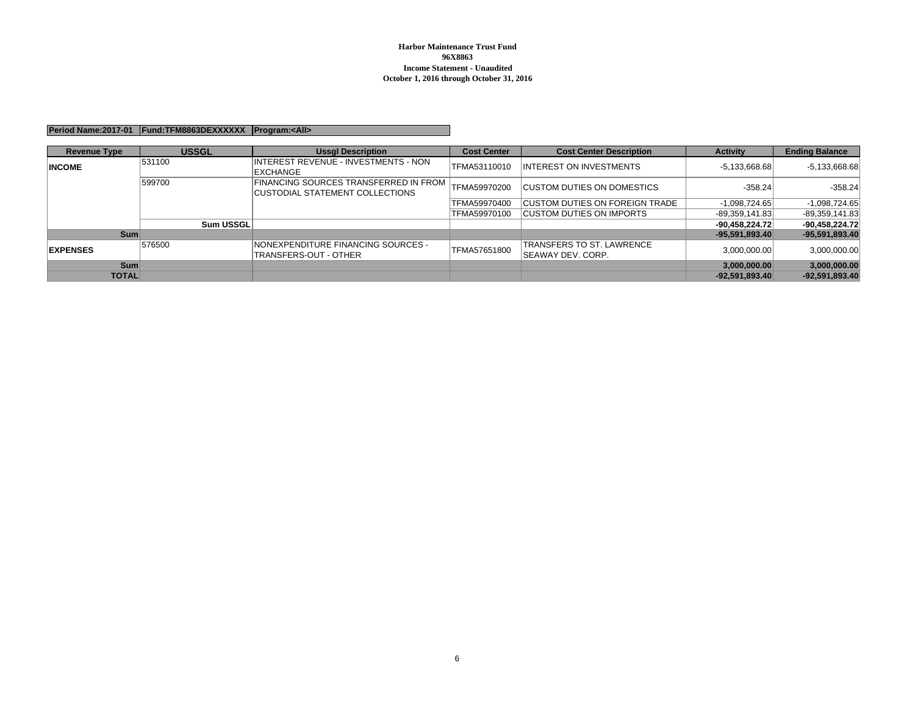**Harbor Maintenance Trust Fund**
**96X8863**
**Income Statement - Unaudited**
**October 1, 2016 through October 31, 2016**

| Period Name:2017-01 | Fund:TFM8863DEXXXXXX | Program:<All> |
|---|---|---|

| Revenue Type | USSGL | Ussgl Description | Cost Center | Cost Center Description | Activity | Ending Balance |
|---|---|---|---|---|---|---|
| **INCOME** | 531100 | INTEREST REVENUE - INVESTMENTS - NON EXCHANGE | TFMA53110010 | INTEREST ON INVESTMENTS | -5,133,668.68 | -5,133,668.68 |
| | 599700 | FINANCING SOURCES TRANSFERRED IN FROM CUSTODIAL STATEMENT COLLECTIONS | TFMA59970200 | CUSTOM DUTIES ON DOMESTICS | -358.24 | -358.24 |
| | | | TFMA59970400 | CUSTOM DUTIES ON FOREIGN TRADE | -1,098,724.65 | -1,098,724.65 |
| | | | TFMA59970100 | CUSTOM DUTIES ON IMPORTS | -89,359,141.83 | -89,359,141.83 |
| | **Sum USSGL** | | | | **-90,458,224.72** | **-90,458,224.72** |
| **Sum** | | | | | **-95,591,893.40** | **-95,591,893.40** |
| **EXPENSES** | 576500 | NONEXPENDITURE FINANCING SOURCES - TRANSFERS-OUT - OTHER | TFMA57651800 | TRANSFERS TO ST. LAWRENCE SEAWAY DEV. CORP. | 3,000,000.00 | 3,000,000.00 |
| **Sum** | | | | | **3,000,000.00** | **3,000,000.00** |
| **TOTAL** | | | | | **-92,591,893.40** | **-92,591,893.40** |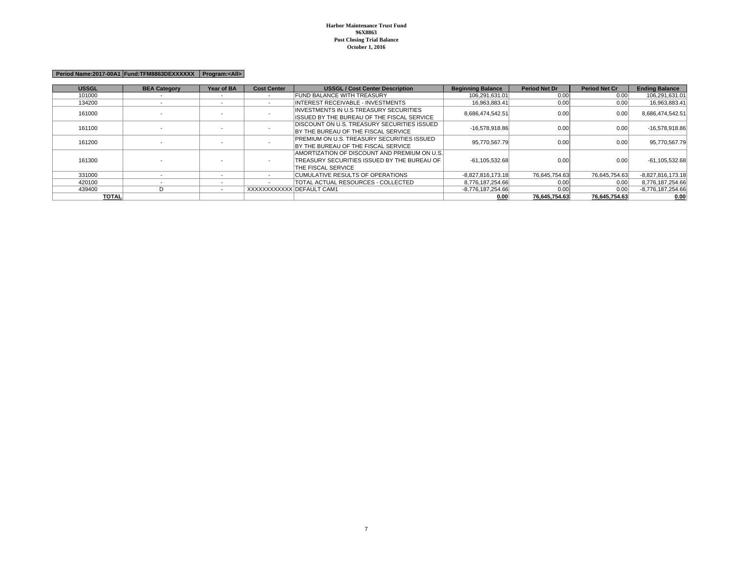**Harbor Maintenance Trust Fund**
**96X8863**
**Post Closing Trial Balance**
**October 1, 2016**

| Period Name:2017-00A1 | Fund:TFM8863DEXXXXXX | Program:<All> |
|---|---|---|

| USSGL | BEA Category | Year of BA | Cost Center | USSGL / Cost Center Description | Beginning Balance | Period Net Dr | Period Net Cr | Ending Balance |
|---|---|---|---|---|---|---|---|---|
| 101000 | - | - | - | FUND BALANCE WITH TREASURY | 106,291,631.01 | 0.00 | 0.00 | 106,291,631.01 |
| 134200 | - | - | - | INTEREST RECEIVABLE - INVESTMENTS | 16,963,883.41 | 0.00 | 0.00 | 16,963,883.41 |
| 161000 | - | - | - | INVESTMENTS IN U.S TREASURY SECURITIES ISSUED BY THE BUREAU OF THE FISCAL SERVICE | 8,686,474,542.51 | 0.00 | 0.00 | 8,686,474,542.51 |
| 161100 | - | - | - | DISCOUNT ON U.S. TREASURY SECURITIES ISSUED BY THE BUREAU OF THE FISCAL SERVICE | -16,578,918.86 | 0.00 | 0.00 | -16,578,918.86 |
| 161200 | - | - | - | PREMIUM ON U.S. TREASURY SECURITIES ISSUED BY THE BUREAU OF THE FISCAL SERVICE | 95,770,567.79 | 0.00 | 0.00 | 95,770,567.79 |
| 161300 | - | - | - | AMORTIZATION OF DISCOUNT AND PREMIUM ON U.S. TREASURY SECURITIES ISSUED BY THE BUREAU OF THE FISCAL SERVICE | -61,105,532.68 | 0.00 | 0.00 | -61,105,532.68 |
| 331000 | - | - | - | CUMULATIVE RESULTS OF OPERATIONS | -8,827,816,173.18 | 76,645,754.63 | 76,645,754.63 | -8,827,816,173.18 |
| 420100 | - | - | - | TOTAL ACTUAL RESOURCES - COLLECTED | 8,776,187,254.66 | 0.00 | 0.00 | 8,776,187,254.66 |
| 439400 | D | - | XXXXXXXXXXXX | DEFAULT CAM1 | -8,776,187,254.66 | 0.00 | 0.00 | -8,776,187,254.66 |
| **TOTAL** | | | | | **0.00** | **76,645,754.63** | **76,645,754.63** | **0.00** |